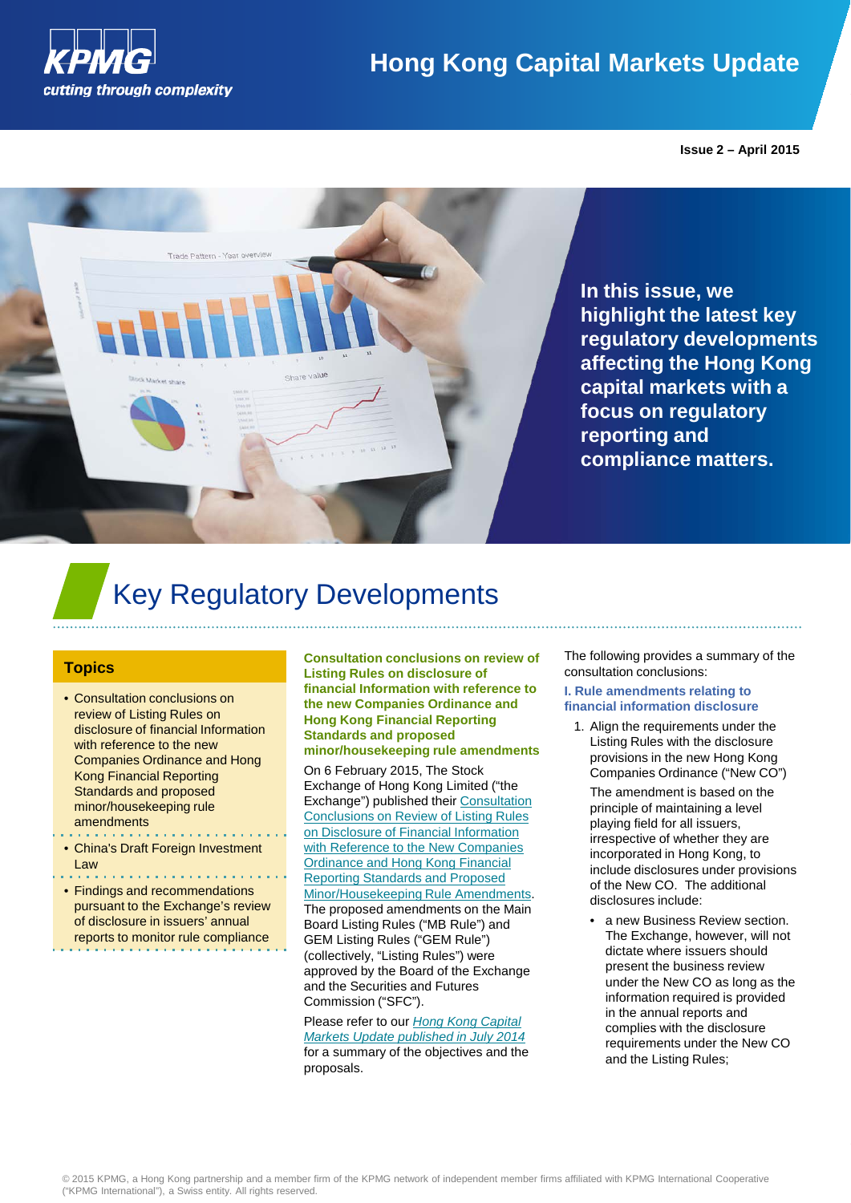# Hong Kong Capital Markets Update

**Issue 2 – April 2015**

**In this issue, we highlight the latest key regulatory developments affecting the Hong Kong capital markets with a focus on regulatory reporting and compliance matters.**

## Key Regulatory Developments

### Topics

- Consultation conclusions on review of Listing Rules on disclosure of financial Information with reference to the new Companies Ordinance and Hong Kong Financial Reporting Standards and proposed minor/housekeeping rule amendments
- China's Draft Foreign Investment Law
- Findings and recommendations pursuant to the Exchange's review of disclosure in issuers' annual reports to monitor rule compliance

### Consultation conclusions on review of Listing Rules on disclosure of financial Information with reference to the new Companies Ordinance and Hong Kong Financial Reporting Standards and proposed minor/housekeeping rule amendments

On 6 February 2015, The Stock Exchange of Hong Kong Limited ("the Exchange") published their Consultation Conclusions on Review of Listing Rules on Disclosure of Financial Information with Reference to the New Companies Ordinance and Hong Kong Financial Reporting Standards and Proposed Minor/Housekeeping Rule Amendments. The proposed amendments on the Main Board Listing Rules ("MB Rule") and GEM Listing Rules ("GEM Rule") (collectively, "Listing Rules") were approved by the Board of the Exchange and the Securities and Futures Commission ("SFC").

Please refer to our *Hong Kong Capital Markets Update published in July 2014* for a summary of the objectives and the proposals.

The following provides a summary of the consultation conclusions:

#### I. Rule amendments relating to financial information disclosure

1. Align the requirements under the Listing Rules with the disclosure provisions in the new Hong Kong Companies Ordinance ("New CO")

   The amendment is based on the principle of maintaining a level playing field for all issuers, irrespective of whether they are incorporated in Hong Kong, to include disclosures under provisions of the New CO. The additional disclosures include:

   - a new Business Review section. The Exchange, however, will not dictate where issuers should present the business review under the New CO as long as the information required is provided in the annual reports and complies with the disclosure requirements under the New CO and the Listing Rules;

© 2015 KPMG, a Hong Kong partnership and a member firm of the KPMG network of independent member firms affiliated with KPMG International Cooperative ("KPMG International"), a Swiss entity. All rights reserved.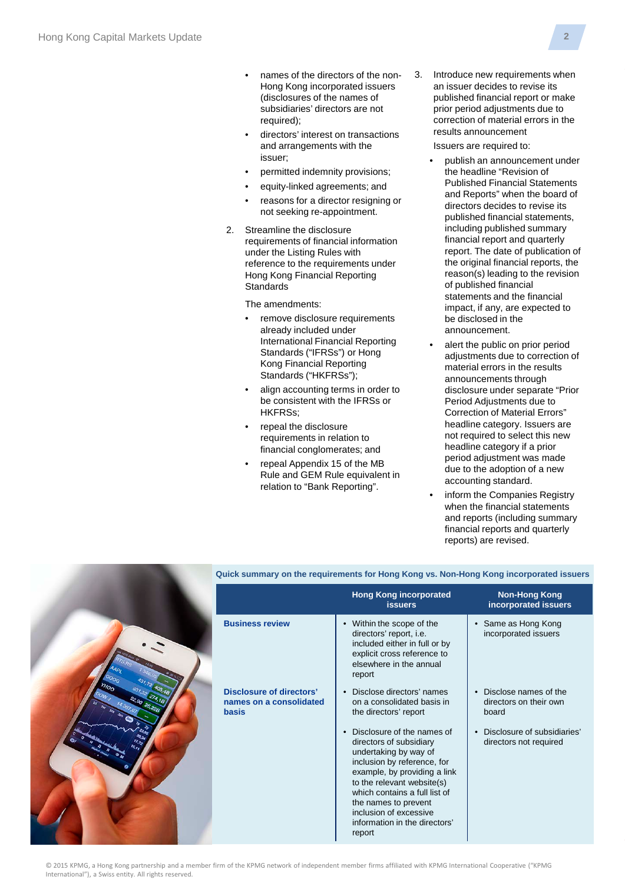- names of the directors of the non-Hong Kong incorporated issuers (disclosures of the names of subsidiaries' directors are not required);
- directors' interest on transactions and arrangements with the issuer;
- permitted indemnity provisions;
- equity-linked agreements; and
- reasons for a director resigning or not seeking re-appointment.

2. Streamline the disclosure requirements of financial information under the Listing Rules with reference to the requirements under Hong Kong Financial Reporting Standards

   The amendments:

   - remove disclosure requirements already included under International Financial Reporting Standards ("IFRSs") or Hong Kong Financial Reporting Standards ("HKFRSs");
   - align accounting terms in order to be consistent with the IFRSs or HKFRSs;
   - repeal the disclosure requirements in relation to financial conglomerates; and
   - repeal Appendix 15 of the MB Rule and GEM Rule equivalent in relation to "Bank Reporting".

3. Introduce new requirements when an issuer decides to revise its published financial report or make prior period adjustments due to correction of material errors in the results announcement

   Issuers are required to:

   - publish an announcement under the headline "Revision of Published Financial Statements and Reports" when the board of directors decides to revise its published financial statements, including published summary financial report and quarterly report. The date of publication of the original financial reports, the reason(s) leading to the revision of published financial statements and the financial impact, if any, are expected to be disclosed in the announcement.
   - alert the public on prior period adjustments due to correction of material errors in the results announcements through disclosure under separate "Prior Period Adjustments due to Correction of Material Errors" headline category. Issuers are not required to select this new headline category if a prior period adjustment was made due to the adoption of a new accounting standard.
   - inform the Companies Registry when the financial statements and reports (including summary financial reports and quarterly reports) are revised.

**Quick summary on the requirements for Hong Kong vs. Non-Hong Kong incorporated issuers**

| | Hong Kong incorporated issuers | Non-Hong Kong incorporated issuers |
|---|---|---|
| **Business review** | • Within the scope of the directors' report, i.e. included either in full or by explicit cross reference to elsewhere in the annual report | • Same as Hong Kong incorporated issuers |
| **Disclosure of directors' names on a consolidated basis** | • Disclose directors' names on a consolidated basis in the directors' report | • Disclose names of the directors on their own board |
| | • Disclosure of the names of directors of subsidiary undertaking by way of inclusion by reference, for example, by providing a link to the relevant website(s) which contains a full list of the names to prevent inclusion of excessive information in the directors' report | • Disclosure of subsidiaries' directors not required |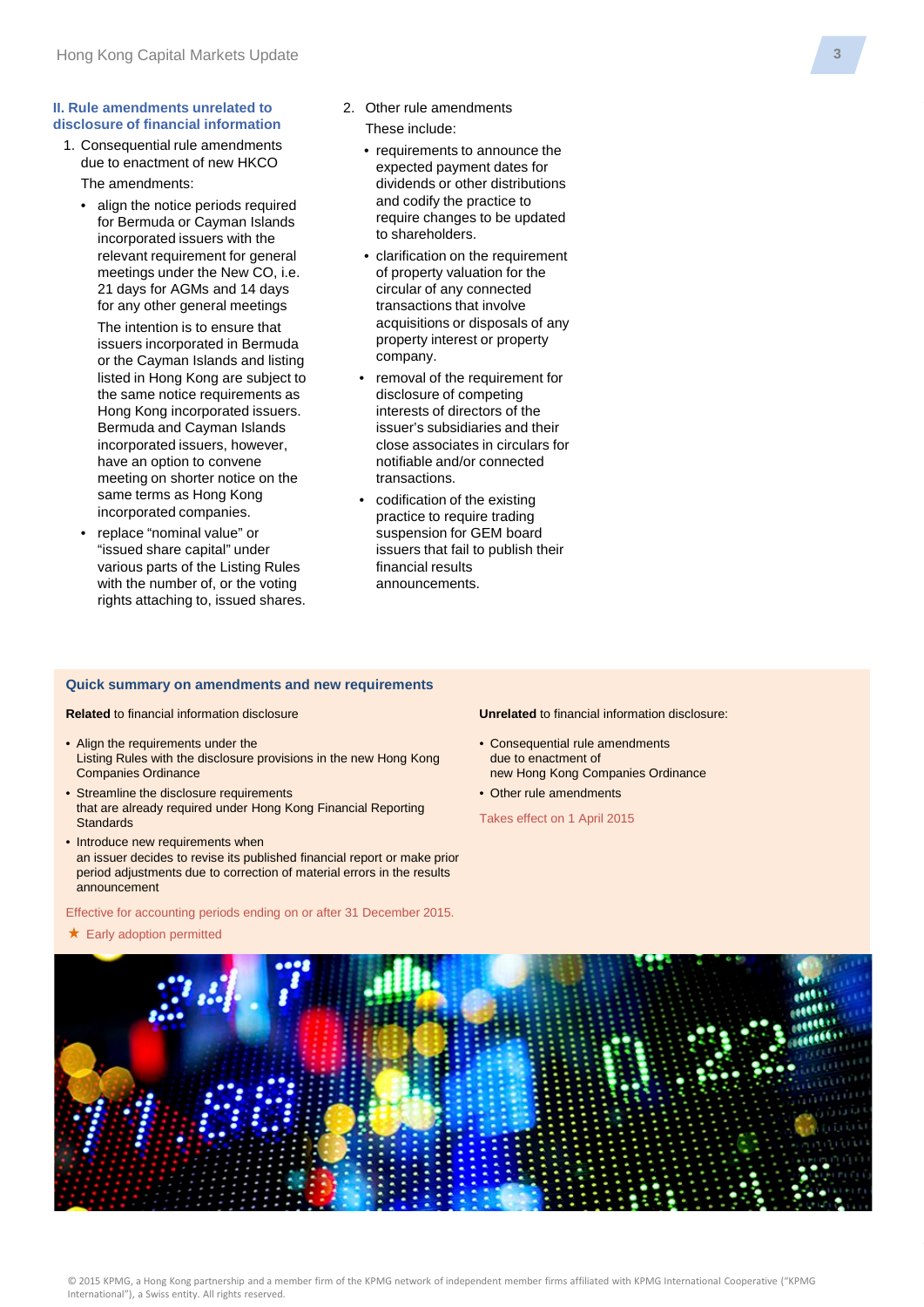## II. Rule amendments unrelated to disclosure of financial information

1. Consequential rule amendments due to enactment of new HKCO

   The amendments:

   - align the notice periods required for Bermuda or Cayman Islands incorporated issuers with the relevant requirement for general meetings under the New CO, i.e. 21 days for AGMs and 14 days for any other general meetings

     The intention is to ensure that issuers incorporated in Bermuda or the Cayman Islands and listing listed in Hong Kong are subject to the same notice requirements as Hong Kong incorporated issuers. Bermuda and Cayman Islands incorporated issuers, however, have an option to convene meeting on shorter notice on the same terms as Hong Kong incorporated companies.

   - replace "nominal value" or "issued share capital" under various parts of the Listing Rules with the number of, or the voting rights attaching to, issued shares.

2. Other rule amendments

   These include:

   - requirements to announce the expected payment dates for dividends or other distributions and codify the practice to require changes to be updated to shareholders.
   - clarification on the requirement of property valuation for the circular of any connected transactions that involve acquisitions or disposals of any property interest or property company.
   - removal of the requirement for disclosure of competing interests of directors of the issuer's subsidiaries and their close associates in circulars for notifiable and/or connected transactions.
   - codification of the existing practice to require trading suspension for GEM board issuers that fail to publish their financial results announcements.

### Quick summary on amendments and new requirements

**Related** to financial information disclosure

- Align the requirements under the Listing Rules with the disclosure provisions in the new Hong Kong Companies Ordinance
- Streamline the disclosure requirements that are already required under Hong Kong Financial Reporting Standards
- Introduce new requirements when an issuer decides to revise its published financial report or make prior period adjustments due to correction of material errors in the results announcement

Effective for accounting periods ending on or after 31 December 2015.

★ Early adoption permitted

**Unrelated** to financial information disclosure:

- Consequential rule amendments due to enactment of new Hong Kong Companies Ordinance
- Other rule amendments

Takes effect on 1 April 2015

© 2015 KPMG, a Hong Kong partnership and a member firm of the KPMG network of independent member firms affiliated with KPMG International Cooperative ("KPMG International"), a Swiss entity. All rights reserved.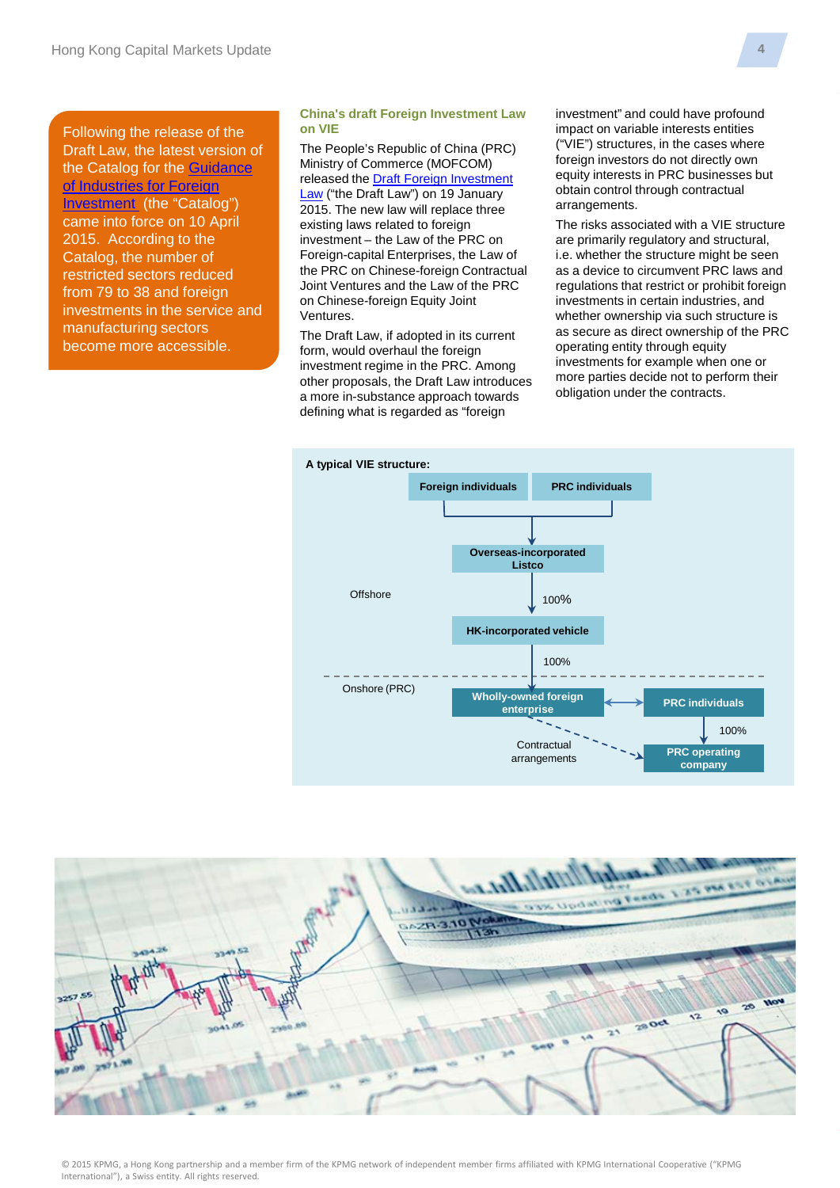Following the release of the Draft Law, the latest version of the Catalog for the [Guidance of Industries for Foreign Investment] (the "Catalog") came into force on 10 April 2015. According to the Catalog, the number of restricted sectors reduced from 79 to 38 and foreign investments in the service and manufacturing sectors become more accessible.

## China's draft Foreign Investment Law on VIE

The People's Republic of China (PRC) Ministry of Commerce (MOFCOM) released the Draft Foreign Investment Law ("the Draft Law") on 19 January 2015. The new law will replace three existing laws related to foreign investment – the Law of the PRC on Foreign-capital Enterprises, the Law of the PRC on Chinese-foreign Contractual Joint Ventures and the Law of the PRC on Chinese-foreign Equity Joint Ventures.

The Draft Law, if adopted in its current form, would overhaul the foreign investment regime in the PRC. Among other proposals, the Draft Law introduces a more in-substance approach towards defining what is regarded as "foreign investment" and could have profound impact on variable interests entities ("VIE") structures, in the cases where foreign investors do not directly own equity interests in PRC businesses but obtain control through contractual arrangements.

The risks associated with a VIE structure are primarily regulatory and structural, i.e. whether the structure might be seen as a device to circumvent PRC laws and regulations that restrict or prohibit foreign investments in certain industries, and whether ownership via such structure is as secure as direct ownership of the PRC operating entity through equity investments for example when one or more parties decide not to perform their obligation under the contracts.

**A typical VIE structure:**

- Offshore:
  - Foreign individuals + PRC individuals → Overseas-incorporated Listco
  - Overseas-incorporated Listco → (100%) → HK-incorporated vehicle
  - HK-incorporated vehicle → (100%) → Wholly-owned foreign enterprise
- Onshore (PRC):
  - Wholly-owned foreign enterprise ↔ PRC individuals
  - PRC individuals → (100%) → PRC operating company
  - Wholly-owned foreign enterprise - - Contractual arrangements - - → PRC operating company

© 2015 KPMG, a Hong Kong partnership and a member firm of the KPMG network of independent member firms affiliated with KPMG International Cooperative ("KPMG International"), a Swiss entity. All rights reserved.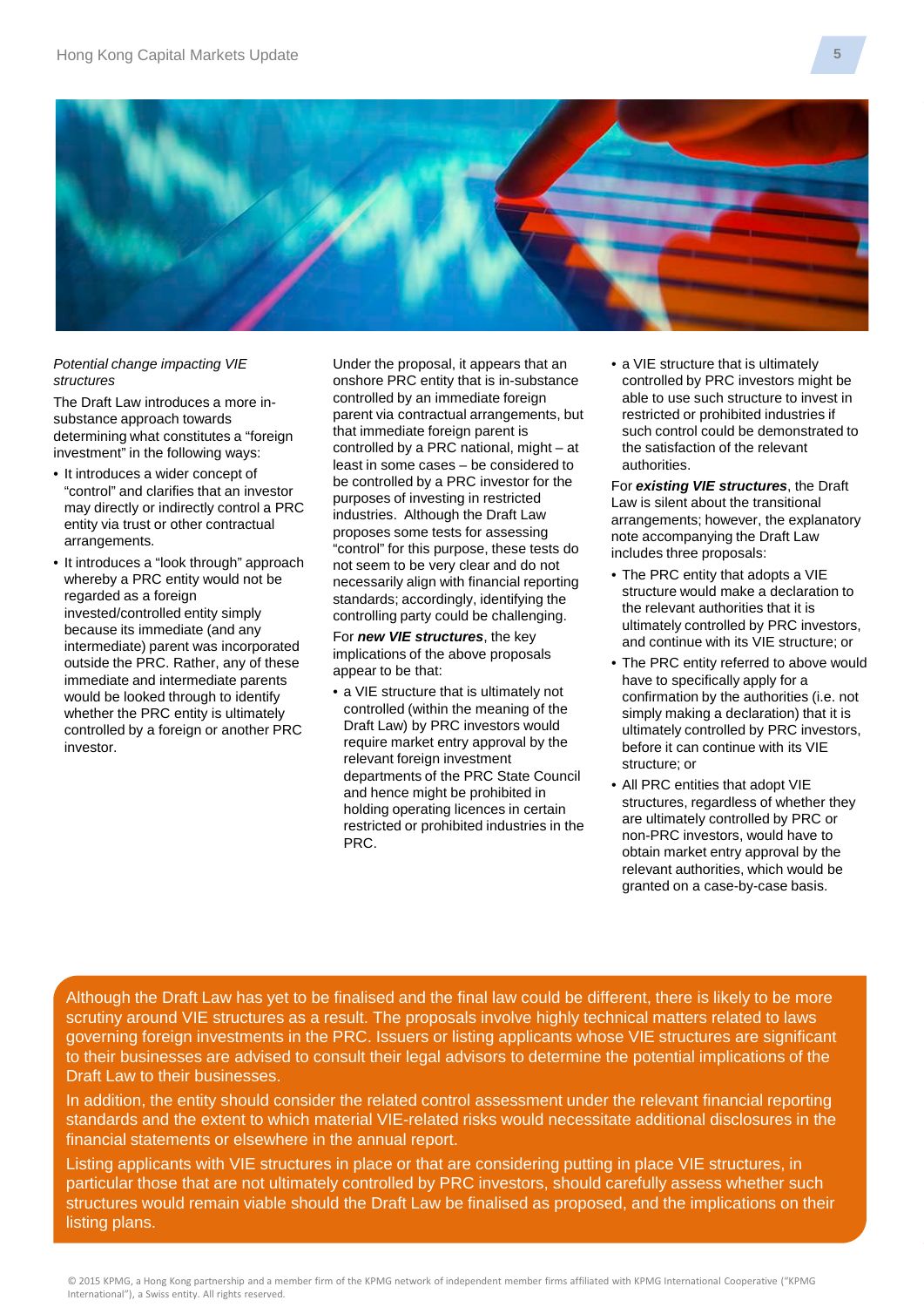*Potential change impacting VIE structures*

The Draft Law introduces a more in-substance approach towards determining what constitutes a "foreign investment" in the following ways:

- It introduces a wider concept of "control" and clarifies that an investor may directly or indirectly control a PRC entity via trust or other contractual arrangements.
- It introduces a "look through" approach whereby a PRC entity would not be regarded as a foreign invested/controlled entity simply because its immediate (and any intermediate) parent was incorporated outside the PRC. Rather, any of these immediate and intermediate parents would be looked through to identify whether the PRC entity is ultimately controlled by a foreign or another PRC investor.

Under the proposal, it appears that an onshore PRC entity that is in-substance controlled by an immediate foreign parent via contractual arrangements, but that immediate foreign parent is controlled by a PRC national, might – at least in some cases – be considered to be controlled by a PRC investor for the purposes of investing in restricted industries. Although the Draft Law proposes some tests for assessing "control" for this purpose, these tests do not seem to be very clear and do not necessarily align with financial reporting standards; accordingly, identifying the controlling party could be challenging.

For ***new VIE structures***, the key implications of the above proposals appear to be that:

- a VIE structure that is ultimately not controlled (within the meaning of the Draft Law) by PRC investors would require market entry approval by the relevant foreign investment departments of the PRC State Council and hence might be prohibited in holding operating licences in certain restricted or prohibited industries in the PRC.
- a VIE structure that is ultimately controlled by PRC investors might be able to use such structure to invest in restricted or prohibited industries if such control could be demonstrated to the satisfaction of the relevant authorities.

For ***existing VIE structures***, the Draft Law is silent about the transitional arrangements; however, the explanatory note accompanying the Draft Law includes three proposals:

- The PRC entity that adopts a VIE structure would make a declaration to the relevant authorities that it is ultimately controlled by PRC investors, and continue with its VIE structure; or
- The PRC entity referred to above would have to specifically apply for a confirmation by the authorities (i.e. not simply making a declaration) that it is ultimately controlled by PRC investors, before it can continue with its VIE structure; or
- All PRC entities that adopt VIE structures, regardless of whether they are ultimately controlled by PRC or non-PRC investors, would have to obtain market entry approval by the relevant authorities, which would be granted on a case-by-case basis.

Although the Draft Law has yet to be finalised and the final law could be different, there is likely to be more scrutiny around VIE structures as a result. The proposals involve highly technical matters related to laws governing foreign investments in the PRC. Issuers or listing applicants whose VIE structures are significant to their businesses are advised to consult their legal advisors to determine the potential implications of the Draft Law to their businesses.

In addition, the entity should consider the related control assessment under the relevant financial reporting standards and the extent to which material VIE-related risks would necessitate additional disclosures in the financial statements or elsewhere in the annual report.

Listing applicants with VIE structures in place or that are considering putting in place VIE structures, in particular those that are not ultimately controlled by PRC investors, should carefully assess whether such structures would remain viable should the Draft Law be finalised as proposed, and the implications on their listing plans.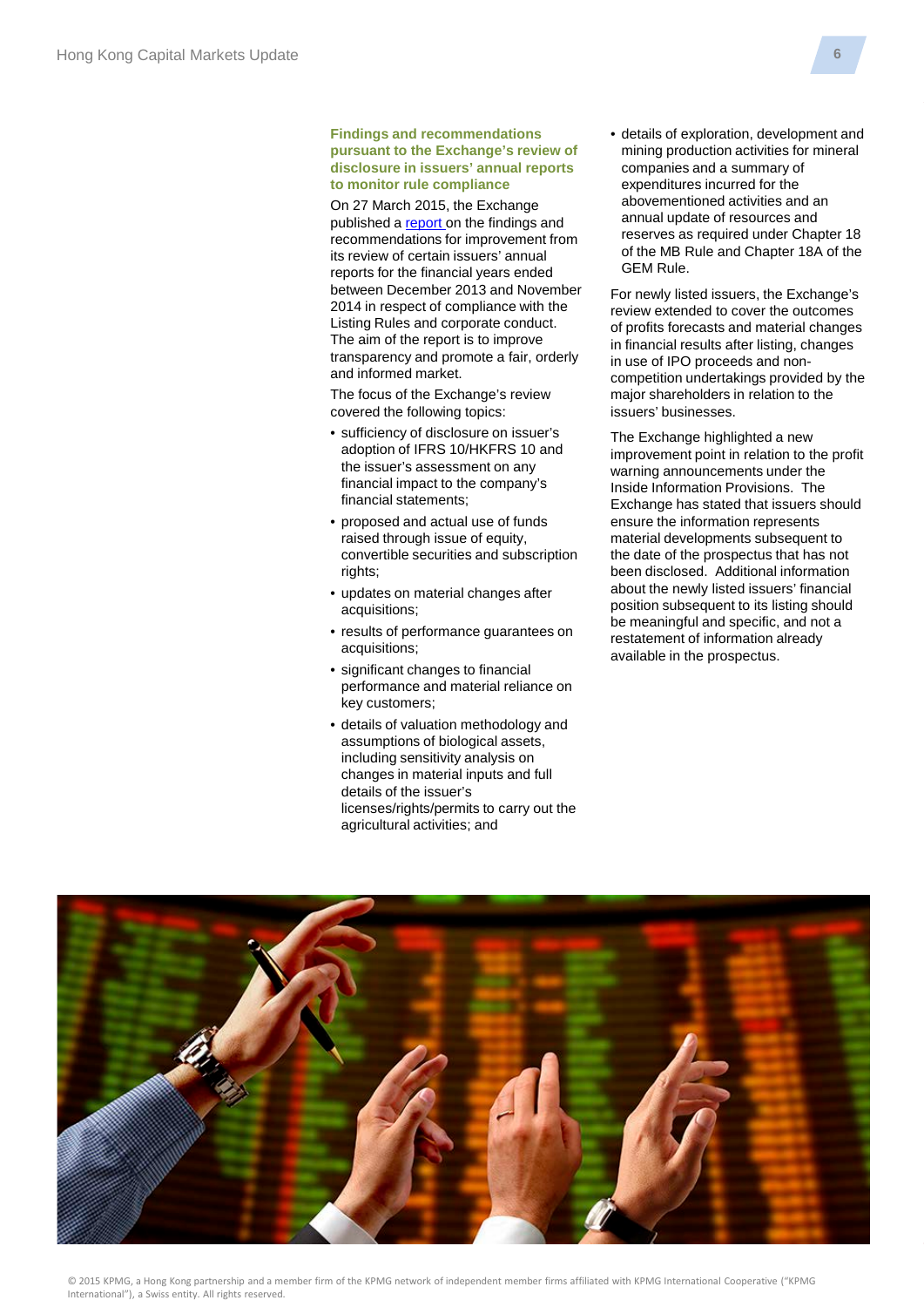### Findings and recommendations pursuant to the Exchange's review of disclosure in issuers' annual reports to monitor rule compliance

On 27 March 2015, the Exchange published a report on the findings and recommendations for improvement from its review of certain issuers' annual reports for the financial years ended between December 2013 and November 2014 in respect of compliance with the Listing Rules and corporate conduct. The aim of the report is to improve transparency and promote a fair, orderly and informed market.

The focus of the Exchange's review covered the following topics:

- sufficiency of disclosure on issuer's adoption of IFRS 10/HKFRS 10 and the issuer's assessment on any financial impact to the company's financial statements;
- proposed and actual use of funds raised through issue of equity, convertible securities and subscription rights;
- updates on material changes after acquisitions;
- results of performance guarantees on acquisitions;
- significant changes to financial performance and material reliance on key customers;
- details of valuation methodology and assumptions of biological assets, including sensitivity analysis on changes in material inputs and full details of the issuer's licenses/rights/permits to carry out the agricultural activities; and
- details of exploration, development and mining production activities for mineral companies and a summary of expenditures incurred for the abovementioned activities and an annual update of resources and reserves as required under Chapter 18 of the MB Rule and Chapter 18A of the GEM Rule.

For newly listed issuers, the Exchange's review extended to cover the outcomes of profits forecasts and material changes in financial results after listing, changes in use of IPO proceeds and non-competition undertakings provided by the major shareholders in relation to the issuers' businesses.

The Exchange highlighted a new improvement point in relation to the profit warning announcements under the Inside Information Provisions. The Exchange has stated that issuers should ensure the information represents material developments subsequent to the date of the prospectus that has not been disclosed. Additional information about the newly listed issuers' financial position subsequent to its listing should be meaningful and specific, and not a restatement of information already available in the prospectus.

© 2015 KPMG, a Hong Kong partnership and a member firm of the KPMG network of independent member firms affiliated with KPMG International Cooperative ("KPMG International"), a Swiss entity. All rights reserved.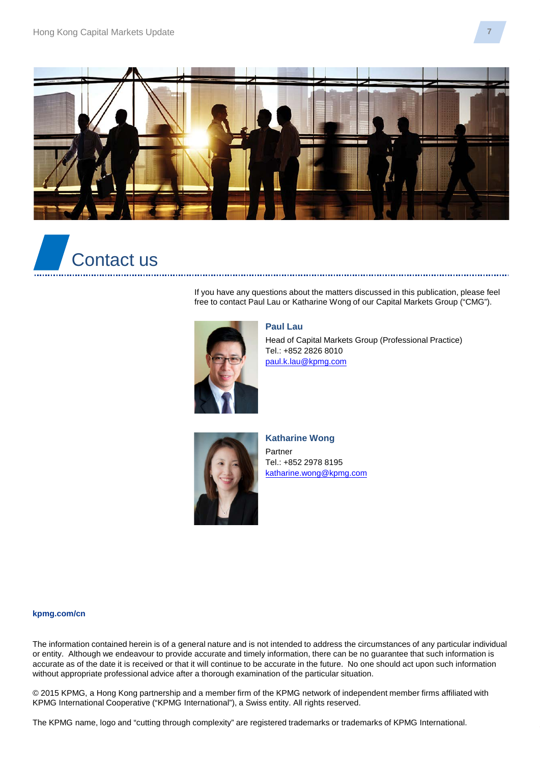# Contact us

If you have any questions about the matters discussed in this publication, please feel free to contact Paul Lau or Katharine Wong of our Capital Markets Group ("CMG").

**Paul Lau**
Head of Capital Markets Group (Professional Practice)
Tel.: +852 2826 8010
paul.k.lau@kpmg.com

**Katharine Wong**
Partner
Tel.: +852 2978 8195
katharine.wong@kpmg.com

**kpmg.com/cn**

The information contained herein is of a general nature and is not intended to address the circumstances of any particular individual or entity. Although we endeavour to provide accurate and timely information, there can be no guarantee that such information is accurate as of the date it is received or that it will continue to be accurate in the future. No one should act upon such information without appropriate professional advice after a thorough examination of the particular situation.

© 2015 KPMG, a Hong Kong partnership and a member firm of the KPMG network of independent member firms affiliated with KPMG International Cooperative ("KPMG International"), a Swiss entity. All rights reserved.

The KPMG name, logo and "cutting through complexity" are registered trademarks or trademarks of KPMG International.